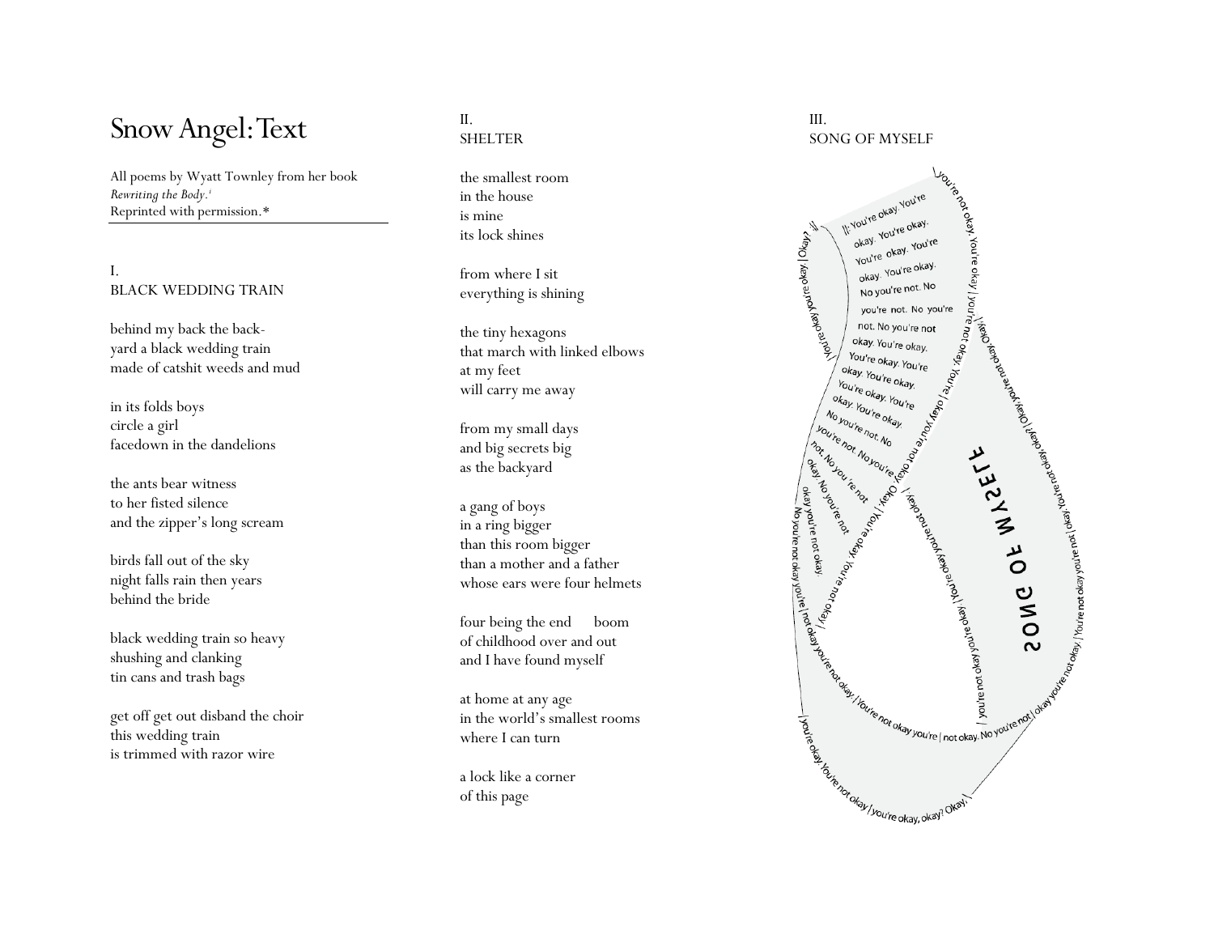# Snow Angel: Text

All poems by Wyatt Townley from her book *Rewriting the Body*.[i]
Reprinted with permission.*

## I.
## BLACK WEDDING TRAIN

behind my back the back-
yard a black wedding train
made of catshit weeds and mud

in its folds boys
circle a girl
facedown in the dandelions

the ants bear witness
to her fisted silence
and the zipper's long scream

birds fall out of the sky
night falls rain then years
behind the bride

black wedding train so heavy
shushing and clanking
tin cans and trash bags

get off get out disband the choir
this wedding train
is trimmed with razor wire

## II.
## SHELTER

the smallest room
in the house
is mine
its lock shines

from where I sit
everything is shining

the tiny hexagons
that march with linked elbows
at my feet
will carry me away

from my small days
and big secrets big
as the backyard

a gang of boys
in a ring bigger
than this room bigger
than a mother and a father
whose ears were four helmets

four being the end   boom
of childhood over and out
and I have found myself

at home at any age
in the world's smallest rooms
where I can turn

a lock like a corner
of this page

## III.
## SONG OF MYSELF

SONG OF MYSELF

||: You're okay. You're okay. You're okay. You're okay. You're okay. No you're not. No you're not. No you're not. No you're not okay. You're okay. You're okay. You're okay. You're okay. You're okay. You're okay. You're okay. No you're not. No you're not. No you're not. No you're not okay. No you're not okay. No you're not okay you're | not okay you're not okay. | You're not okay you're | not okay. No you're not | okay you're not okay. | You're not okay you're not okay. | You're not okay. | Okay? Okay. ||

you're not okay. You're okay | you're not okay. You're | okay you're not okay. | You're okay. You're not okay. | You're okay you're not okay | you're not okay | you're okay, okay? Okay. |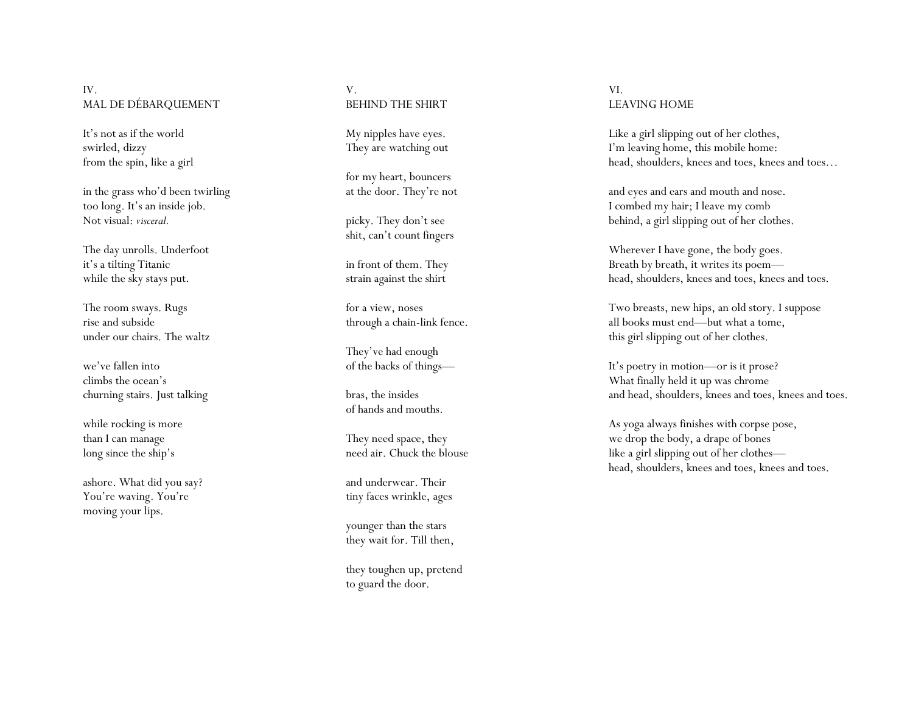## IV.
## MAL DE DÉBARQUEMENT

It's not as if the world
swirled, dizzy
from the spin, like a girl

in the grass who'd been twirling
too long. It's an inside job.
Not visual: *visceral.*

The day unrolls. Underfoot
it's a tilting Titanic
while the sky stays put.

The room sways. Rugs
rise and subside
under our chairs. The waltz

we've fallen into
climbs the ocean's
churning stairs. Just talking

while rocking is more
than I can manage
long since the ship's

ashore. What did you say?
You're waving. You're
moving your lips.

## V.
## BEHIND THE SHIRT

My nipples have eyes.
They are watching out

for my heart, bouncers
at the door. They're not

picky. They don't see
shit, can't count fingers

in front of them. They
strain against the shirt

for a view, noses
through a chain-link fence.

They've had enough
of the backs of things—

bras, the insides
of hands and mouths.

They need space, they
need air. Chuck the blouse

and underwear. Their
tiny faces wrinkle, ages

younger than the stars
they wait for. Till then,

they toughen up, pretend
to guard the door.

## VI.
## LEAVING HOME

Like a girl slipping out of her clothes,
I'm leaving home, this mobile home:
head, shoulders, knees and toes, knees and toes…

and eyes and ears and mouth and nose.
I combed my hair; I leave my comb
behind, a girl slipping out of her clothes.

Wherever I have gone, the body goes.
Breath by breath, it writes its poem—
head, shoulders, knees and toes, knees and toes.

Two breasts, new hips, an old story. I suppose
all books must end—but what a tome,
this girl slipping out of her clothes.

It's poetry in motion—or is it prose?
What finally held it up was chrome
and head, shoulders, knees and toes, knees and toes.

As yoga always finishes with corpse pose,
we drop the body, a drape of bones
like a girl slipping out of her clothes—
head, shoulders, knees and toes, knees and toes.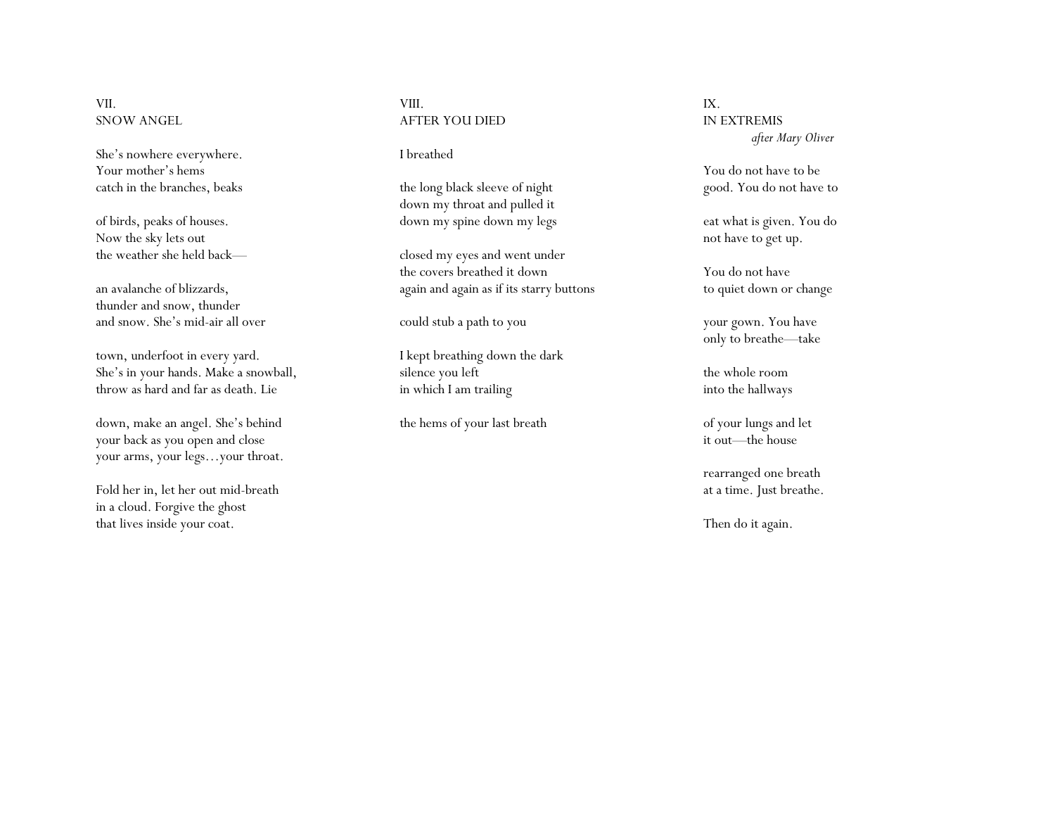VII.
SNOW ANGEL

She's nowhere everywhere.
Your mother's hems
catch in the branches, beaks

of birds, peaks of houses.
Now the sky lets out
the weather she held back—

an avalanche of blizzards,
thunder and snow, thunder
and snow. She's mid-air all over

town, underfoot in every yard.
She's in your hands. Make a snowball,
throw as hard and far as death. Lie

down, make an angel. She's behind
your back as you open and close
your arms, your legs…your throat.

Fold her in, let her out mid-breath
in a cloud. Forgive the ghost
that lives inside your coat.

VIII.
AFTER YOU DIED

I breathed

the long black sleeve of night
down my throat and pulled it
down my spine down my legs

closed my eyes and went under
the covers breathed it down
again and again as if its starry buttons

could stub a path to you

I kept breathing down the dark
silence you left
in which I am trailing

the hems of your last breath

IX.
IN EXTREMIS
*after Mary Oliver*

You do not have to be
good. You do not have to

eat what is given. You do
not have to get up.

You do not have
to quiet down or change

your gown. You have
only to breathe—take

the whole room
into the hallways

of your lungs and let
it out—the house

rearranged one breath
at a time. Just breathe.

Then do it again.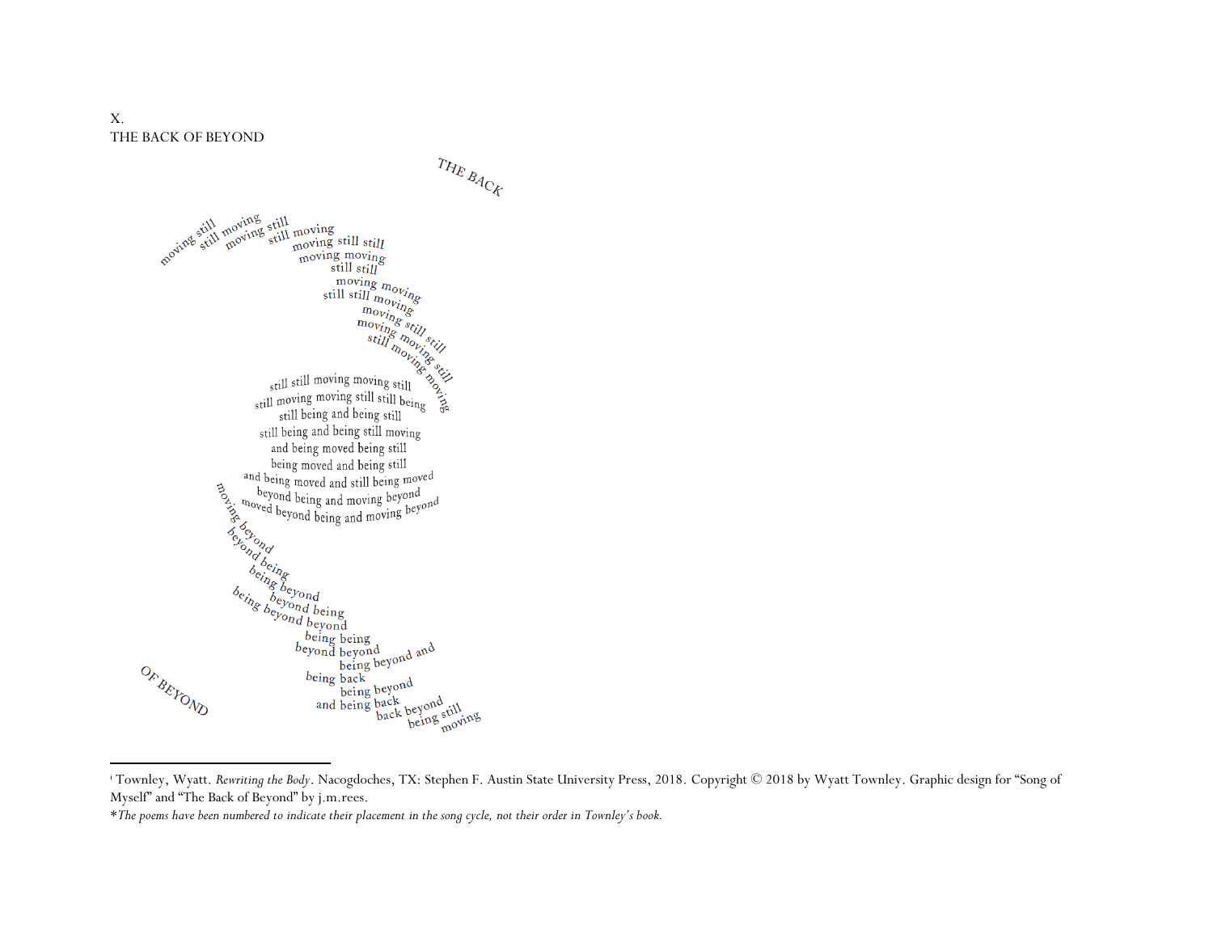X.
THE BACK OF BEYOND

THE BACK

moving still still moving moving still still moving
moving still still
moving moving
still still
moving moving
still still moving
moving still still
moving moving still
still moving moving moving

still still moving moving still
still moving moving still still being
still being and being still
still being and being still moving
and being moved being still
being moved and being still
and being moved and still being moved
beyond being and moving beyond
moved beyond being and moving beyond

moving beyond
beyond being
being beyond
beyond being
being beyond beyond
being being
beyond beyond
being beyond and
being back
being beyond
and being back
back beyond
being still
moving

OF BEYOND

---

[i] Townley, Wyatt. *Rewriting the Body*. Nacogdoches, TX: Stephen F. Austin State University Press, 2018. Copyright © 2018 by Wyatt Townley. Graphic design for "Song of Myself" and "The Back of Beyond" by j.m.rees.

**The poems have been numbered to indicate their placement in the song cycle, not their order in Townley's book.*